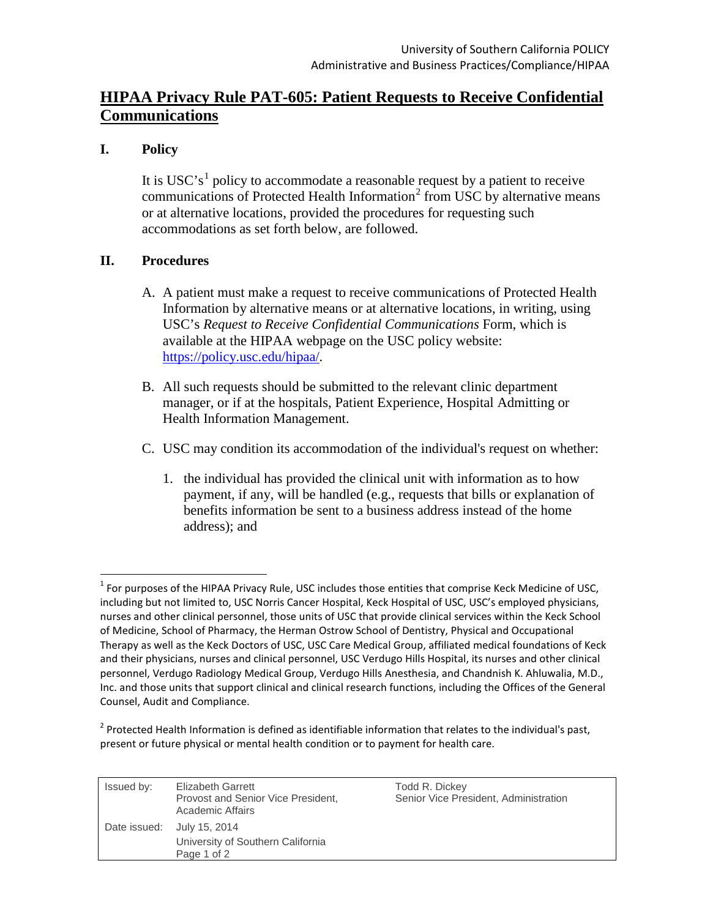University of Southern California POLICY
Administrative and Business Practices/Compliance/HIPAA

# HIPAA Privacy Rule PAT-605: Patient Requests to Receive Confidential Communications

## I. Policy

It is USC's[1] policy to accommodate a reasonable request by a patient to receive communications of Protected Health Information[2] from USC by alternative means or at alternative locations, provided the procedures for requesting such accommodations as set forth below, are followed.

## II. Procedures

A. A patient must make a request to receive communications of Protected Health Information by alternative means or at alternative locations, in writing, using USC's *Request to Receive Confidential Communications* Form, which is available at the HIPAA webpage on the USC policy website: https://policy.usc.edu/hipaa/.

B. All such requests should be submitted to the relevant clinic department manager, or if at the hospitals, Patient Experience, Hospital Admitting or Health Information Management.

C. USC may condition its accommodation of the individual's request on whether:

1. the individual has provided the clinical unit with information as to how payment, if any, will be handled (e.g., requests that bills or explanation of benefits information be sent to a business address instead of the home address); and

---

[1] For purposes of the HIPAA Privacy Rule, USC includes those entities that comprise Keck Medicine of USC, including but not limited to, USC Norris Cancer Hospital, Keck Hospital of USC, USC's employed physicians, nurses and other clinical personnel, those units of USC that provide clinical services within the Keck School of Medicine, School of Pharmacy, the Herman Ostrow School of Dentistry, Physical and Occupational Therapy as well as the Keck Doctors of USC, USC Care Medical Group, affiliated medical foundations of Keck and their physicians, nurses and clinical personnel, USC Verdugo Hills Hospital, its nurses and other clinical personnel, Verdugo Radiology Medical Group, Verdugo Hills Anesthesia, and Chandnish K. Ahluwalia, M.D., Inc. and those units that support clinical and clinical research functions, including the Offices of the General Counsel, Audit and Compliance.

[2] Protected Health Information is defined as identifiable information that relates to the individual's past, present or future physical or mental health condition or to payment for health care.

| Issued by: | Elizabeth Garrett<br>Provost and Senior Vice President, Academic Affairs | Todd R. Dickey<br>Senior Vice President, Administration |
| --- | --- | --- |
| Date issued: | July 15, 2014<br>University of Southern California | |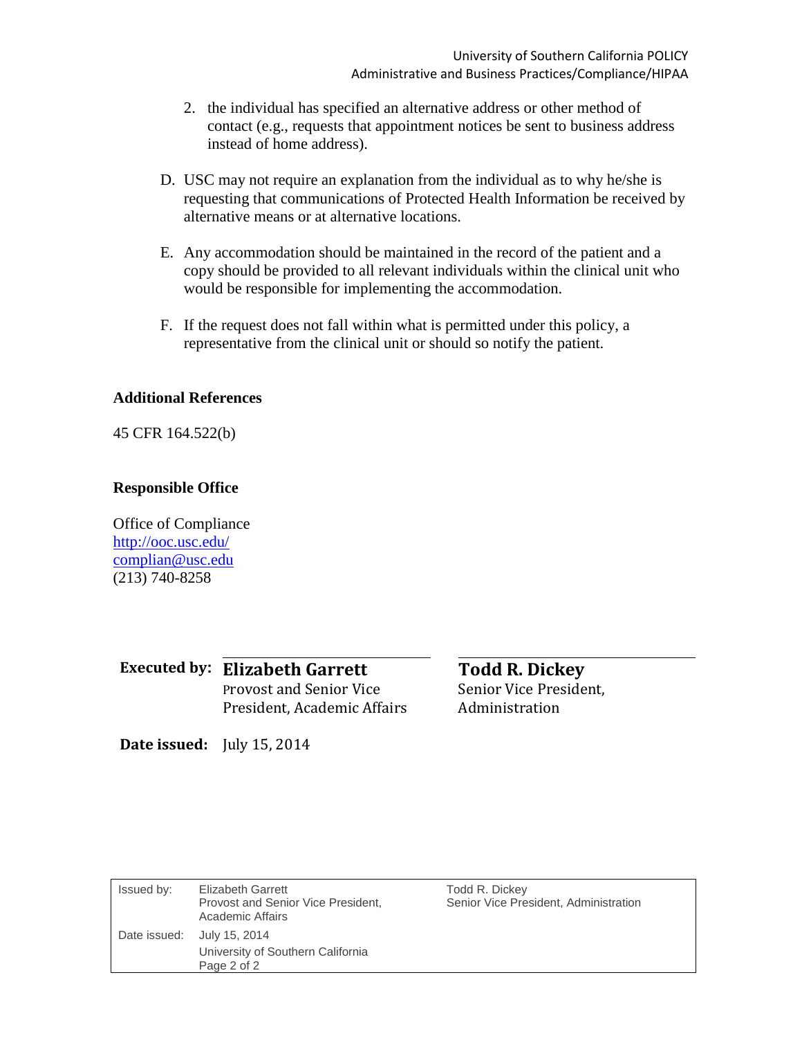2. the individual has specified an alternative address or other method of contact (e.g., requests that appointment notices be sent to business address instead of home address).

D. USC may not require an explanation from the individual as to why he/she is requesting that communications of Protected Health Information be received by alternative means or at alternative locations.

E. Any accommodation should be maintained in the record of the patient and a copy should be provided to all relevant individuals within the clinical unit who would be responsible for implementing the accommodation.

F. If the request does not fall within what is permitted under this policy, a representative from the clinical unit or should so notify the patient.

**Additional References**

45 CFR 164.522(b)

**Responsible Office**

Office of Compliance
http://ooc.usc.edu/
complian@usc.edu
(213) 740-8258

**Executed by:** **Elizabeth Garrett**
Provost and Senior Vice President, Academic Affairs

**Todd R. Dickey**
Senior Vice President, Administration

**Date issued:** July 15, 2014